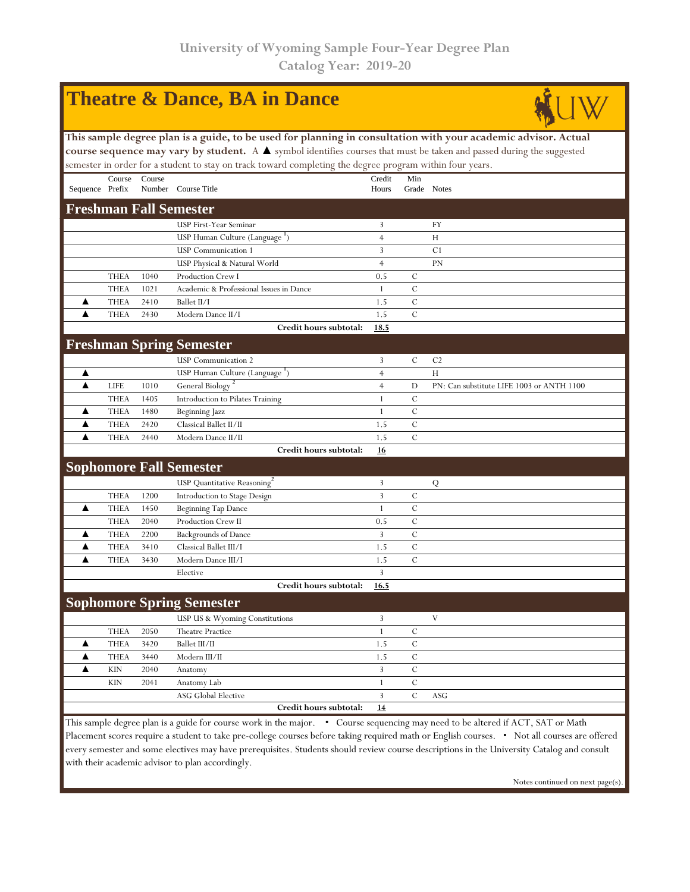# University of Wyoming Sample Four-Year Degree Plan
## Catalog Year: 2019-20

# Theatre & Dance, BA in Dance

**This sample degree plan is a guide, to be used for planning in consultation with your academic advisor. Actual course sequence may vary by student.** A ▲ symbol identifies courses that must be taken and passed during the suggested semester in order for a student to stay on track toward completing the degree program within four years.

| Sequence | Course Prefix | Course Number | Course Title | Credit Hours | Min Grade | Notes |
|---|---|---|---|---|---|---|
| **Freshman Fall Semester** | | | | | | |
| | | | USP First-Year Seminar | 3 | | FY |
| | | | USP Human Culture (Language [1]) | 4 | | H |
| | | | USP Communication 1 | 3 | | C1 |
| | | | USP Physical & Natural World | 4 | | PN |
| | THEA | 1040 | Production Crew I | 0.5 | C | |
| | THEA | 1021 | Academic & Professional Issues in Dance | 1 | C | |
| ▲ | THEA | 2410 | Ballet II/I | 1.5 | C | |
| ▲ | THEA | 2430 | Modern Dance II/I | 1.5 | C | |
| | | | **Credit hours subtotal:** | **18.5** | | |
| **Freshman Spring Semester** | | | | | | |
| | | | USP Communication 2 | 3 | C | C2 |
| ▲ | | | USP Human Culture (Language [1]) | 4 | | H |
| ▲ | LIFE | 1010 | General Biology [2] | 4 | D | PN: Can substitute LIFE 1003 or ANTH 1100 |
| | THEA | 1405 | Introduction to Pilates Training | 1 | C | |
| ▲ | THEA | 1480 | Beginning Jazz | 1 | C | |
| ▲ | THEA | 2420 | Classical Ballet II/II | 1.5 | C | |
| ▲ | THEA | 2440 | Modern Dance II/II | 1.5 | C | |
| | | | **Credit hours subtotal:** | **16** | | |
| **Sophomore Fall Semester** | | | | | | |
| | | | USP Quantitative Reasoning [2] | 3 | | Q |
| | THEA | 1200 | Introduction to Stage Design | 3 | C | |
| ▲ | THEA | 1450 | Beginning Tap Dance | 1 | C | |
| | THEA | 2040 | Production Crew II | 0.5 | C | |
| ▲ | THEA | 2200 | Backgrounds of Dance | 3 | C | |
| ▲ | THEA | 3410 | Classical Ballet III/I | 1.5 | C | |
| ▲ | THEA | 3430 | Modern Dance III/I | 1.5 | C | |
| | | | Elective | 3 | | |
| | | | **Credit hours subtotal:** | **16.5** | | |
| **Sophomore Spring Semester** | | | | | | |
| | | | USP US & Wyoming Constitutions | 3 | | V |
| | THEA | 2050 | Theatre Practice | 1 | C | |
| ▲ | THEA | 3420 | Ballet III/II | 1.5 | C | |
| ▲ | THEA | 3440 | Modern III/II | 1.5 | C | |
| ▲ | KIN | 2040 | Anatomy | 3 | C | |
| | KIN | 2041 | Anatomy Lab | 1 | C | |
| | | | ASG Global Elective | 3 | C | ASG |
| | | | **Credit hours subtotal:** | **14** | | |

This sample degree plan is a guide for course work in the major. • Course sequencing may need to be altered if ACT, SAT or Math Placement scores require a student to take pre-college courses before taking required math or English courses. • Not all courses are offered every semester and some electives may have prerequisites. Students should review course descriptions in the University Catalog and consult with their academic advisor to plan accordingly.

Notes continued on next page(s).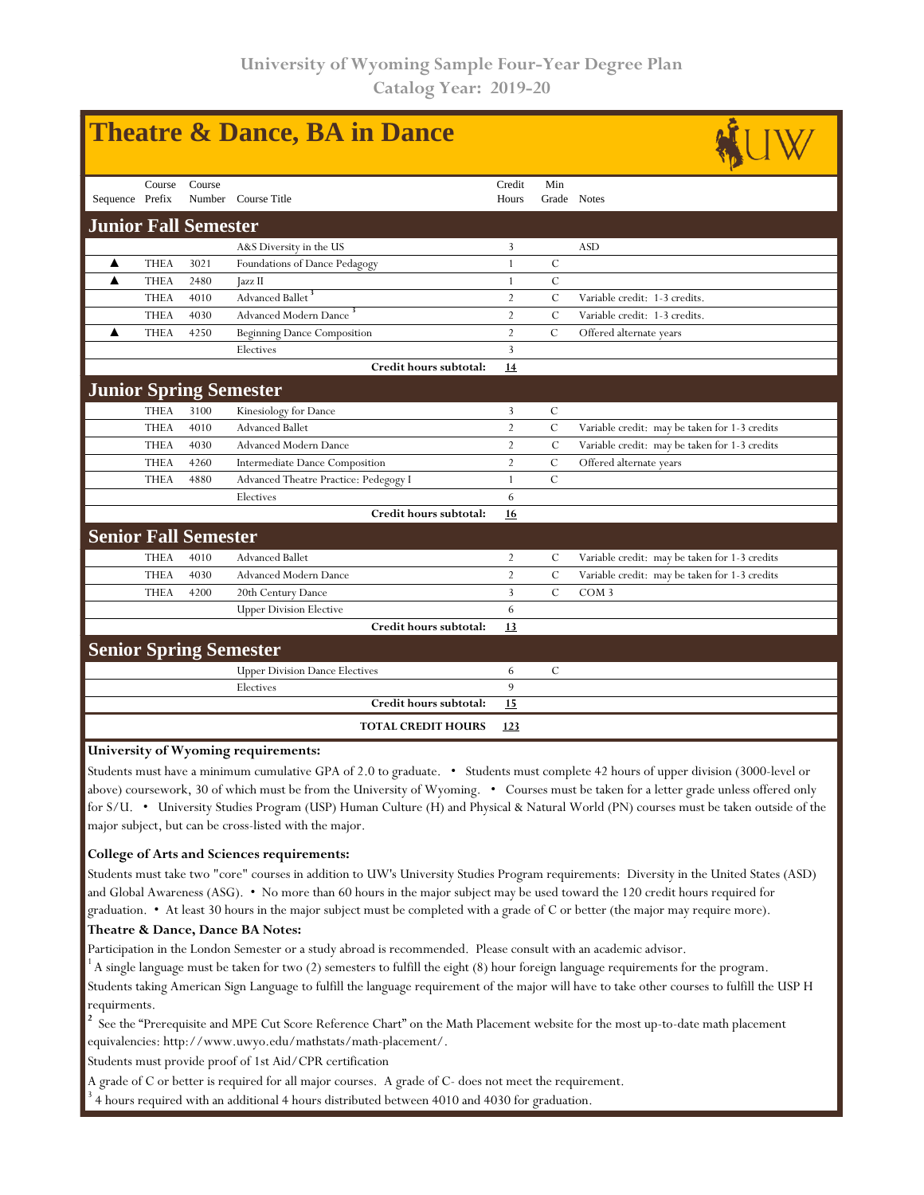University of Wyoming Sample Four-Year Degree Plan
Catalog Year: 2019-20

# Theatre & Dance, BA in Dance

| Sequence | Course Prefix | Course Number | Course Title | Credit Hours | Min Grade | Notes |
|---|---|---|---|---|---|---|
| **Junior Fall Semester** | | | | | | |
| | | | A&S Diversity in the US | 3 | | ASD |
| ▲ | THEA | 3021 | Foundations of Dance Pedagogy | 1 | C | |
| ▲ | THEA | 2480 | Jazz II | 1 | C | |
| | THEA | 4010 | Advanced Ballet [3] | 2 | C | Variable credit: 1-3 credits. |
| | THEA | 4030 | Advanced Modern Dance [3] | 2 | C | Variable credit: 1-3 credits. |
| ▲ | THEA | 4250 | Beginning Dance Composition | 2 | C | Offered alternate years |
| | | | Electives | 3 | | |
| | | | **Credit hours subtotal:** | **14** | | |
| **Junior Spring Semester** | | | | | | |
| | THEA | 3100 | Kinesiology for Dance | 3 | C | |
| | THEA | 4010 | Advanced Ballet | 2 | C | Variable credit: may be taken for 1-3 credits |
| | THEA | 4030 | Advanced Modern Dance | 2 | C | Variable credit: may be taken for 1-3 credits |
| | THEA | 4260 | Intermediate Dance Composition | 2 | C | Offered alternate years |
| | THEA | 4880 | Advanced Theatre Practice: Pedegogy I | 1 | C | |
| | | | Electives | 6 | | |
| | | | **Credit hours subtotal:** | **16** | | |
| **Senior Fall Semester** | | | | | | |
| | THEA | 4010 | Advanced Ballet | 2 | C | Variable credit: may be taken for 1-3 credits |
| | THEA | 4030 | Advanced Modern Dance | 2 | C | Variable credit: may be taken for 1-3 credits |
| | THEA | 4200 | 20th Century Dance | 3 | C | COM 3 |
| | | | Upper Division Elective | 6 | | |
| | | | **Credit hours subtotal:** | **13** | | |
| **Senior Spring Semester** | | | | | | |
| | | | Upper Division Dance Electives | 6 | C | |
| | | | Electives | 9 | | |
| | | | **Credit hours subtotal:** | **15** | | |
| | | | **TOTAL CREDIT HOURS** | **123** | | |

**University of Wyoming requirements:**

Students must have a minimum cumulative GPA of 2.0 to graduate. • Students must complete 42 hours of upper division (3000-level or above) coursework, 30 of which must be from the University of Wyoming. • Courses must be taken for a letter grade unless offered only for S/U. • University Studies Program (USP) Human Culture (H) and Physical & Natural World (PN) courses must be taken outside of the major subject, but can be cross-listed with the major.

**College of Arts and Sciences requirements:**

Students must take two "core" courses in addition to UW's University Studies Program requirements: Diversity in the United States (ASD) and Global Awareness (ASG). • No more than 60 hours in the major subject may be used toward the 120 credit hours required for graduation. • At least 30 hours in the major subject must be completed with a grade of C or better (the major may require more).

**Theatre & Dance, Dance BA Notes:**

Participation in the London Semester or a study abroad is recommended. Please consult with an academic advisor.

[1] A single language must be taken for two (2) semesters to fulfill the eight (8) hour foreign language requirements for the program. Students taking American Sign Language to fulfill the language requirement of the major will have to take other courses to fulfill the USP H requirments.

[2] See the "Prerequisite and MPE Cut Score Reference Chart" on the Math Placement website for the most up-to-date math placement equivalencies: http://www.uwyo.edu/mathstats/math-placement/.

Students must provide proof of 1st Aid/CPR certification

A grade of C or better is required for all major courses. A grade of C- does not meet the requirement.

[3] 4 hours required with an additional 4 hours distributed between 4010 and 4030 for graduation.